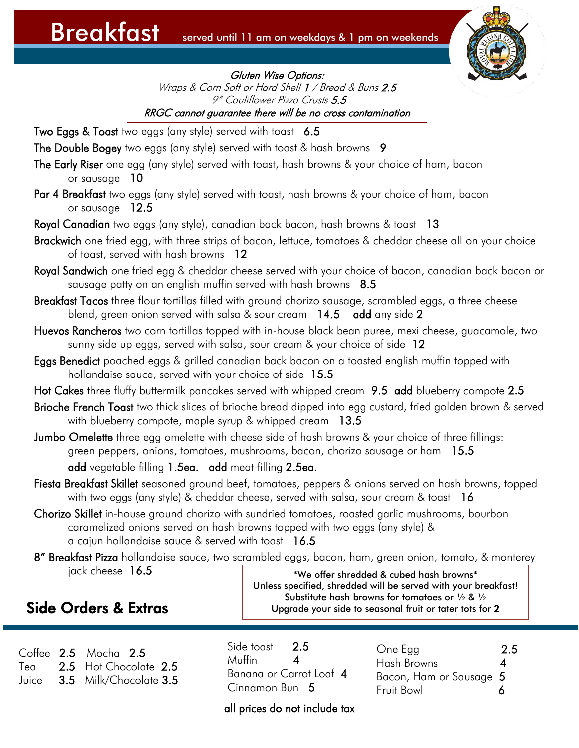# Breakfast

served until 11 am on weekdays & 1 pm on weekends

*Gluten Wise Options:*
*Wraps & Corn Soft or Hard Shell 1 / Bread & Buns 2.5*
*9" Cauliflower Pizza Crusts 5.5*
*RRGC cannot guarantee there will be no cross contamination*

**Two Eggs & Toast** two eggs (any style) served with toast 6.5

**The Double Bogey** two eggs (any style) served with toast & hash browns 9

**The Early Riser** one egg (any style) served with toast, hash browns & your choice of ham, bacon or sausage 10

**Par 4 Breakfast** two eggs (any style) served with toast, hash browns & your choice of ham, bacon or sausage 12.5

**Royal Canadian** two eggs (any style), canadian back bacon, hash browns & toast 13

**Brackwich** one fried egg, with three strips of bacon, lettuce, tomatoes & cheddar cheese all on your choice of toast, served with hash browns 12

**Royal Sandwich** one fried egg & cheddar cheese served with your choice of bacon, canadian back bacon or sausage patty on an english muffin served with hash browns 8.5

**Breakfast Tacos** three flour tortillas filled with ground chorizo sausage, scrambled eggs, a three cheese blend, green onion served with salsa & sour cream 14.5 **add** any side 2

**Huevos Rancheros** two corn tortillas topped with in-house black bean puree, mexi cheese, guacamole, two sunny side up eggs, served with salsa, sour cream & your choice of side 12

**Eggs Benedict** poached eggs & grilled canadian back bacon on a toasted english muffin topped with hollandaise sauce, served with your choice of side 15.5

**Hot Cakes** three fluffy buttermilk pancakes served with whipped cream 9.5 **add** blueberry compote 2.5

**Brioche French Toast** two thick slices of brioche bread dipped into egg custard, fried golden brown & served with blueberry compote, maple syrup & whipped cream 13.5

**Jumbo Omelette** three egg omelette with cheese side of hash browns & your choice of three fillings: green peppers, onions, tomatoes, mushrooms, bacon, chorizo sausage or ham 15.5
**add** vegetable filling 1.5ea. **add** meat filling 2.5ea.

**Fiesta Breakfast Skillet** seasoned ground beef, tomatoes, peppers & onions served on hash browns, topped with two eggs (any style) & cheddar cheese, served with salsa, sour cream & toast 16

**Chorizo Skillet** in-house ground chorizo with sundried tomatoes, roasted garlic mushrooms, bourbon caramelized onions served on hash browns topped with two eggs (any style) & a cajun hollandaise sauce & served with toast 16.5

**8" Breakfast Pizza** hollandaise sauce, two scrambled eggs, bacon, ham, green onion, tomato, & monterey jack cheese 16.5

\*We offer shredded & cubed hash browns\*
Unless specified, shredded will be served with your breakfast!
Substitute hash browns for tomatoes or ½ & ½
Upgrade your side to seasonal fruit or tater tots for 2

## Side Orders & Extras

Coffee 2.5
Tea 2.5
Juice 3.5
Mocha 2.5
Hot Chocolate 2.5
Milk/Chocolate 3.5

Side toast 2.5
Muffin 4
Banana or Carrot Loaf 4
Cinnamon Bun 5

One Egg 2.5
Hash Browns 4
Bacon, Ham or Sausage 5
Fruit Bowl 6

all prices do not include tax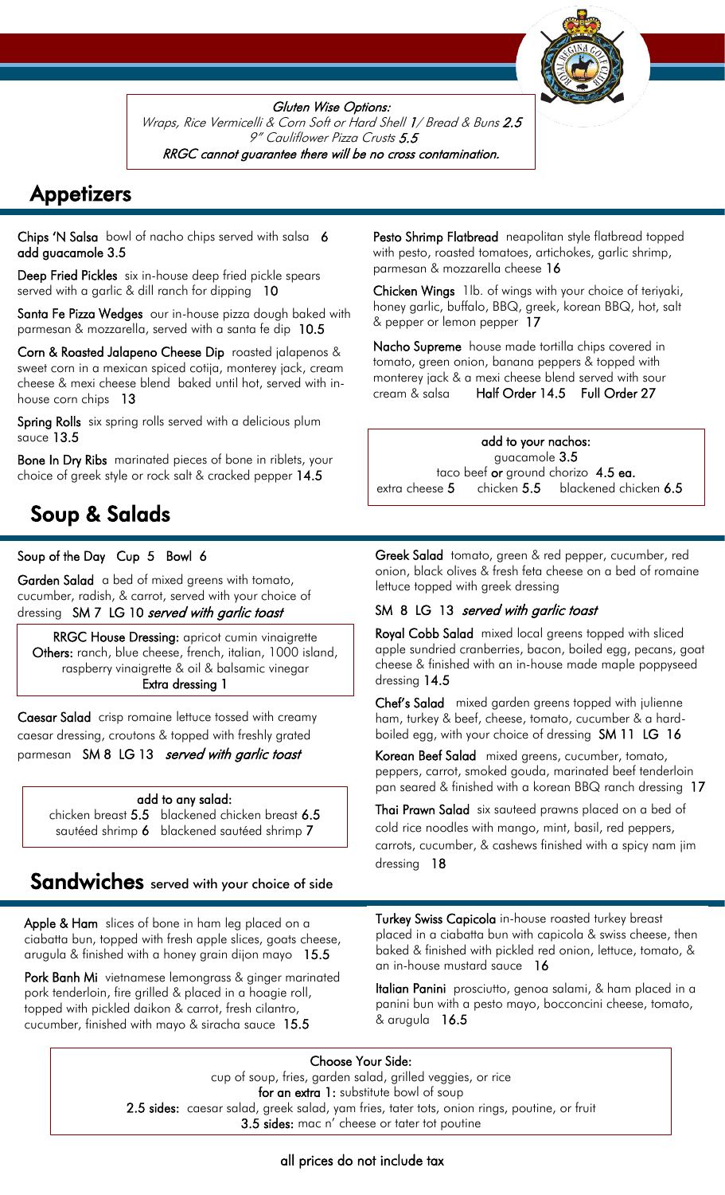*Gluten Wise Options:*
*Wraps, Rice Vermicelli & Corn Soft or Hard Shell 1/ Bread & Buns 2.5*
*9" Cauliflower Pizza Crusts 5.5*
***RRGC cannot guarantee there will be no cross contamination.***

# Appetizers

**Chips 'N Salsa** bowl of nacho chips served with salsa **6**
**add guacamole 3.5**

**Deep Fried Pickles** six in-house deep fried pickle spears served with a garlic & dill ranch for dipping **10**

**Santa Fe Pizza Wedges** our in-house pizza dough baked with parmesan & mozzarella, served with a santa fe dip **10.5**

**Corn & Roasted Jalapeno Cheese Dip** roasted jalapenos & sweet corn in a mexican spiced cotija, monterey jack, cream cheese & mexi cheese blend baked until hot, served with in-house corn chips **13**

**Spring Rolls** six spring rolls served with a delicious plum sauce **13.5**

**Bone In Dry Ribs** marinated pieces of bone in riblets, your choice of greek style or rock salt & cracked pepper **14.5**

**Pesto Shrimp Flatbread** neapolitan style flatbread topped with pesto, roasted tomatoes, artichokes, garlic shrimp, parmesan & mozzarella cheese **16**

**Chicken Wings** 1lb. of wings with your choice of teriyaki, honey garlic, buffalo, BBQ, greek, korean BBQ, hot, salt & pepper or lemon pepper **17**

**Nacho Supreme** house made tortilla chips covered in tomato, green onion, banana peppers & topped with monterey jack & a mexi cheese blend served with sour cream & salsa **Half Order 14.5 Full Order 27**

**add to your nachos:**
guacamole **3.5**
taco beef **or** ground chorizo **4.5 ea.**
extra cheese **5** chicken **5.5** blackened chicken **6.5**

# Soup & Salads

**Soup of the Day Cup 5 Bowl 6**

**Garden Salad** a bed of mixed greens with tomato, cucumber, radish, & carrot, served with your choice of dressing **SM 7 LG 10** ***served with garlic toast***

**RRGC House Dressing:** apricot cumin vinaigrette
**Others:** ranch, blue cheese, french, italian, 1000 island, raspberry vinaigrette & oil & balsamic vinegar
**Extra dressing 1**

**Caesar Salad** crisp romaine lettuce tossed with creamy caesar dressing, croutons & topped with freshly grated parmesan **SM 8 LG 13** ***served with garlic toast***

**add to any salad:**
chicken breast **5.5** blackened chicken breast **6.5**
sautéed shrimp **6** blackened sautéed shrimp **7**

**Greek Salad** tomato, green & red pepper, cucumber, red onion, black olives & fresh feta cheese on a bed of romaine lettuce topped with greek dressing

**SM 8 LG 13** ***served with garlic toast***

**Royal Cobb Salad** mixed local greens topped with sliced apple sundried cranberries, bacon, boiled egg, pecans, goat cheese & finished with an in-house made maple poppyseed dressing **14.5**

**Chef's Salad** mixed garden greens topped with julienne ham, turkey & beef, cheese, tomato, cucumber & a hard-boiled egg, with your choice of dressing **SM 11 LG 16**

**Korean Beef Salad** mixed greens, cucumber, tomato, peppers, carrot, smoked gouda, marinated beef tenderloin pan seared & finished with a korean BBQ ranch dressing **17**

**Thai Prawn Salad** six sauteed prawns placed on a bed of cold rice noodles with mango, mint, basil, red peppers, carrots, cucumber, & cashews finished with a spicy nam jim dressing **18**

# Sandwiches served with your choice of side

**Apple & Ham** slices of bone in ham leg placed on a ciabatta bun, topped with fresh apple slices, goats cheese, arugula & finished with a honey grain dijon mayo **15.5**

**Pork Banh Mi** vietnamese lemongrass & ginger marinated pork tenderloin, fire grilled & placed in a hoagie roll, topped with pickled daikon & carrot, fresh cilantro, cucumber, finished with mayo & siracha sauce **15.5**

**Turkey Swiss Capicola** in-house roasted turkey breast placed in a ciabatta bun with capicola & swiss cheese, then baked & finished with pickled red onion, lettuce, tomato, & an in-house mustard sauce **16**

**Italian Panini** prosciutto, genoa salami, & ham placed in a panini bun with a pesto mayo, bocconcini cheese, tomato, & arugula **16.5**

**Choose Your Side:**
cup of soup, fries, garden salad, grilled veggies, or rice
**for an extra 1:** substitute bowl of soup
**2.5 sides:** caesar salad, greek salad, yam fries, tater tots, onion rings, poutine, or fruit
**3.5 sides:** mac n' cheese or tater tot poutine

**all prices do not include tax**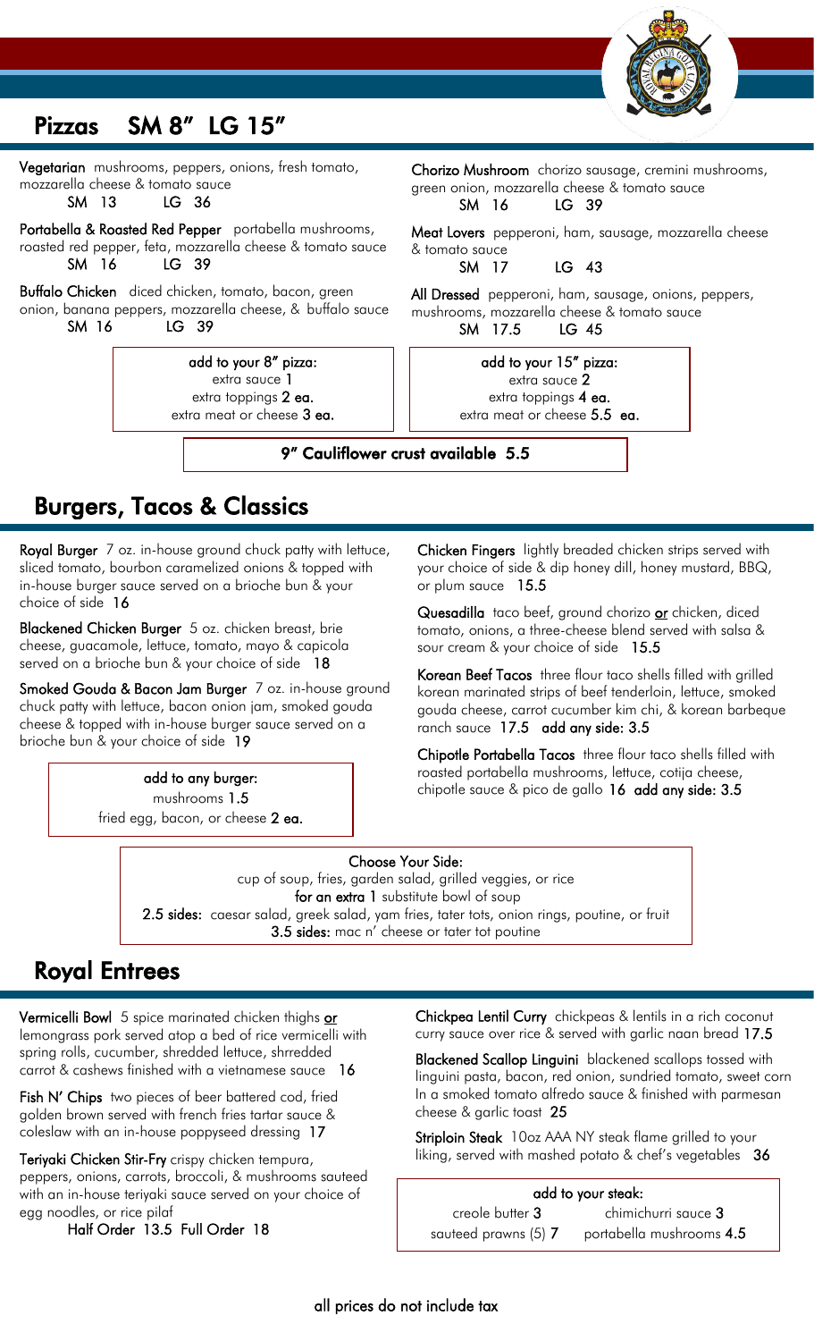# Pizzas SM 8" LG 15"

**Vegetarian** mushrooms, peppers, onions, fresh tomato, mozzarella cheese & tomato sauce
SM 13 LG 36

**Portabella & Roasted Red Pepper** portabella mushrooms, roasted red pepper, feta, mozzarella cheese & tomato sauce
SM 16 LG 39

**Buffalo Chicken** diced chicken, tomato, bacon, green onion, banana peppers, mozzarella cheese, & buffalo sauce
SM 16 LG 39

**Chorizo Mushroom** chorizo sausage, cremini mushrooms, green onion, mozzarella cheese & tomato sauce
SM 16 LG 39

**Meat Lovers** pepperoni, ham, sausage, mozzarella cheese & tomato sauce
SM 17 LG 43

**All Dressed** pepperoni, ham, sausage, onions, peppers, mushrooms, mozzarella cheese & tomato sauce
SM 17.5 LG 45

**add to your 8" pizza:**
extra sauce 1
extra toppings 2 ea.
extra meat or cheese 3 ea.

**add to your 15" pizza:**
extra sauce 2
extra toppings 4 ea.
extra meat or cheese 5.5 ea.

**9" Cauliflower crust available 5.5**

# Burgers, Tacos & Classics

**Royal Burger** 7 oz. in-house ground chuck patty with lettuce, sliced tomato, bourbon caramelized onions & topped with in-house burger sauce served on a brioche bun & your choice of side 16

**Blackened Chicken Burger** 5 oz. chicken breast, brie cheese, guacamole, lettuce, tomato, mayo & capicola served on a brioche bun & your choice of side 18

**Smoked Gouda & Bacon Jam Burger** 7 oz. in-house ground chuck patty with lettuce, bacon onion jam, smoked gouda cheese & topped with in-house burger sauce served on a brioche bun & your choice of side 19

**add to any burger:**
mushrooms 1.5
fried egg, bacon, or cheese 2 ea.

**Chicken Fingers** lightly breaded chicken strips served with your choice of side & dip honey dill, honey mustard, BBQ, or plum sauce 15.5

**Quesadilla** taco beef, ground chorizo **or** chicken, diced tomato, onions, a three-cheese blend served with salsa & sour cream & your choice of side 15.5

**Korean Beef Tacos** three flour taco shells filled with grilled korean marinated strips of beef tenderloin, lettuce, smoked gouda cheese, carrot cucumber kim chi, & korean barbeque ranch sauce 17.5 **add any side: 3.5**

**Chipotle Portabella Tacos** three flour taco shells filled with roasted portabella mushrooms, lettuce, cotija cheese, chipotle sauce & pico de gallo 16 **add any side: 3.5**

**Choose Your Side:**
cup of soup, fries, garden salad, grilled veggies, or rice
**for an extra** 1 substitute bowl of soup
**2.5 sides:** caesar salad, greek salad, yam fries, tater tots, onion rings, poutine, or fruit
**3.5 sides:** mac n' cheese or tater tot poutine

# Royal Entrees

**Vermicelli Bowl** 5 spice marinated chicken thighs **or** lemongrass pork served atop a bed of rice vermicelli with spring rolls, cucumber, shredded lettuce, shrredded carrot & cashews finished with a vietnamese sauce 16

**Fish N' Chips** two pieces of beer battered cod, fried golden brown served with french fries tartar sauce & coleslaw with an in-house poppyseed dressing 17

**Teriyaki Chicken Stir-Fry** crispy chicken tempura, peppers, onions, carrots, broccoli, & mushrooms sauteed with an in-house teriyaki sauce served on your choice of egg noodles, or rice pilaf
Half Order 13.5 Full Order 18

**Chickpea Lentil Curry** chickpeas & lentils in a rich coconut curry sauce over rice & served with garlic naan bread 17.5

**Blackened Scallop Linguini** blackened scallops tossed with linguini pasta, bacon, red onion, sundried tomato, sweet corn In a smoked tomato alfredo sauce & finished with parmesan cheese & garlic toast 25

**Striploin Steak** 10oz AAA NY steak flame grilled to your liking, served with mashed potato & chef's vegetables 36

**add to your steak:**
creole butter 3
chimichurri sauce 3
sauteed prawns (5) 7
portabella mushrooms 4.5

all prices do not include tax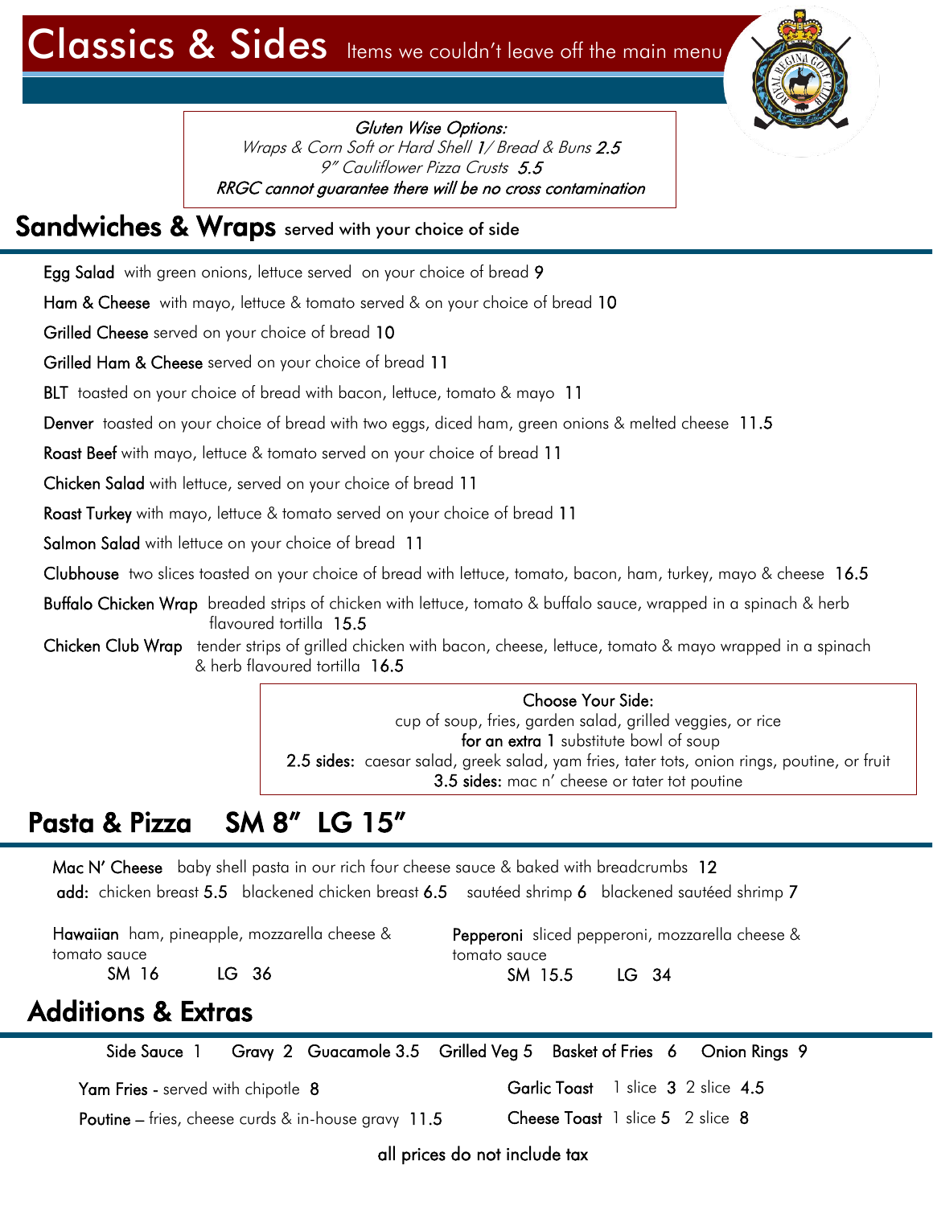# Classics & Sides

Items we couldn't leave off the main menu

*Gluten Wise Options:*
*Wraps & Corn Soft or Hard Shell 1/ Bread & Buns 2.5*
*9" Cauliflower Pizza Crusts 5.5*
*RRGC cannot guarantee there will be no cross contamination*

## Sandwiches & Wraps served with your choice of side

**Egg Salad** with green onions, lettuce served on your choice of bread **9**

**Ham & Cheese** with mayo, lettuce & tomato served & on your choice of bread **10**

**Grilled Cheese** served on your choice of bread **10**

**Grilled Ham & Cheese** served on your choice of bread **11**

**BLT** toasted on your choice of bread with bacon, lettuce, tomato & mayo **11**

**Denver** toasted on your choice of bread with two eggs, diced ham, green onions & melted cheese **11.5**

**Roast Beef** with mayo, lettuce & tomato served on your choice of bread **11**

**Chicken Salad** with lettuce, served on your choice of bread **11**

**Roast Turkey** with mayo, lettuce & tomato served on your choice of bread **11**

**Salmon Salad** with lettuce on your choice of bread **11**

**Clubhouse** two slices toasted on your choice of bread with lettuce, tomato, bacon, ham, turkey, mayo & cheese **16.5**

**Buffalo Chicken Wrap** breaded strips of chicken with lettuce, tomato & buffalo sauce, wrapped in a spinach & herb flavoured tortilla **15.5**

**Chicken Club Wrap** tender strips of grilled chicken with bacon, cheese, lettuce, tomato & mayo wrapped in a spinach & herb flavoured tortilla **16.5**

**Choose Your Side:**
cup of soup, fries, garden salad, grilled veggies, or rice
**for an extra 1** substitute bowl of soup
**2.5 sides:** caesar salad, greek salad, yam fries, tater tots, onion rings, poutine, or fruit
**3.5 sides:** mac n' cheese or tater tot poutine

## Pasta & Pizza SM 8" LG 15"

**Mac N' Cheese** baby shell pasta in our rich four cheese sauce & baked with breadcrumbs **12**
**add:** chicken breast **5.5** blackened chicken breast **6.5** sautéed shrimp **6** blackened sautéed shrimp **7**

**Hawaiian** ham, pineapple, mozzarella cheese & tomato sauce
SM 16 LG 36

**Pepperoni** sliced pepperoni, mozzarella cheese & tomato sauce
SM 15.5 LG 34

## Additions & Extras

**Side Sauce** 1 **Gravy** 2 **Guacamole** 3.5 **Grilled Veg** 5 **Basket of Fries** 6 **Onion Rings** 9

**Yam Fries** - served with chipotle **8**

**Poutine** – fries, cheese curds & in-house gravy **11.5**

**Garlic Toast** 1 slice **3** 2 slice **4.5**

**Cheese Toast** 1 slice **5** 2 slice **8**

all prices do not include tax